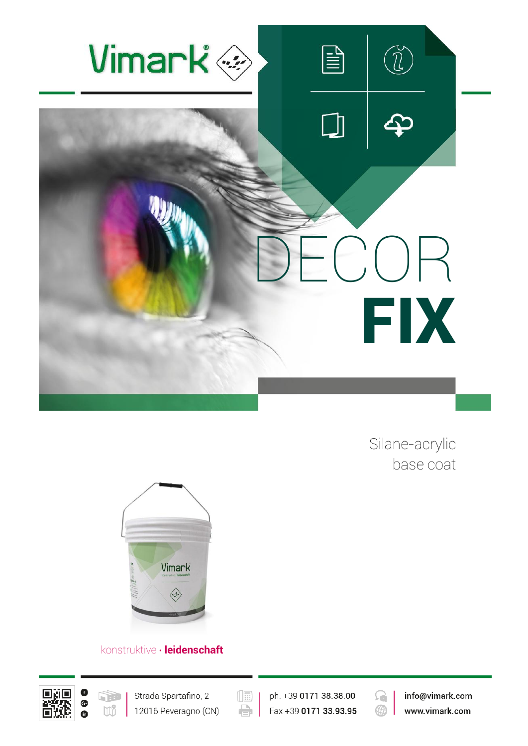# Vimark

# DECOR **FIX**

Silane-acrylic
base coat

konstruktive · **leidenschaft**

Strada Spartafino, 2
12016 Peveragno (CN)

ph. +39 **0171 38.38.00**
Fax +39 **0171 33.93.95**

**info@vimark.com**
**www.vimark.com**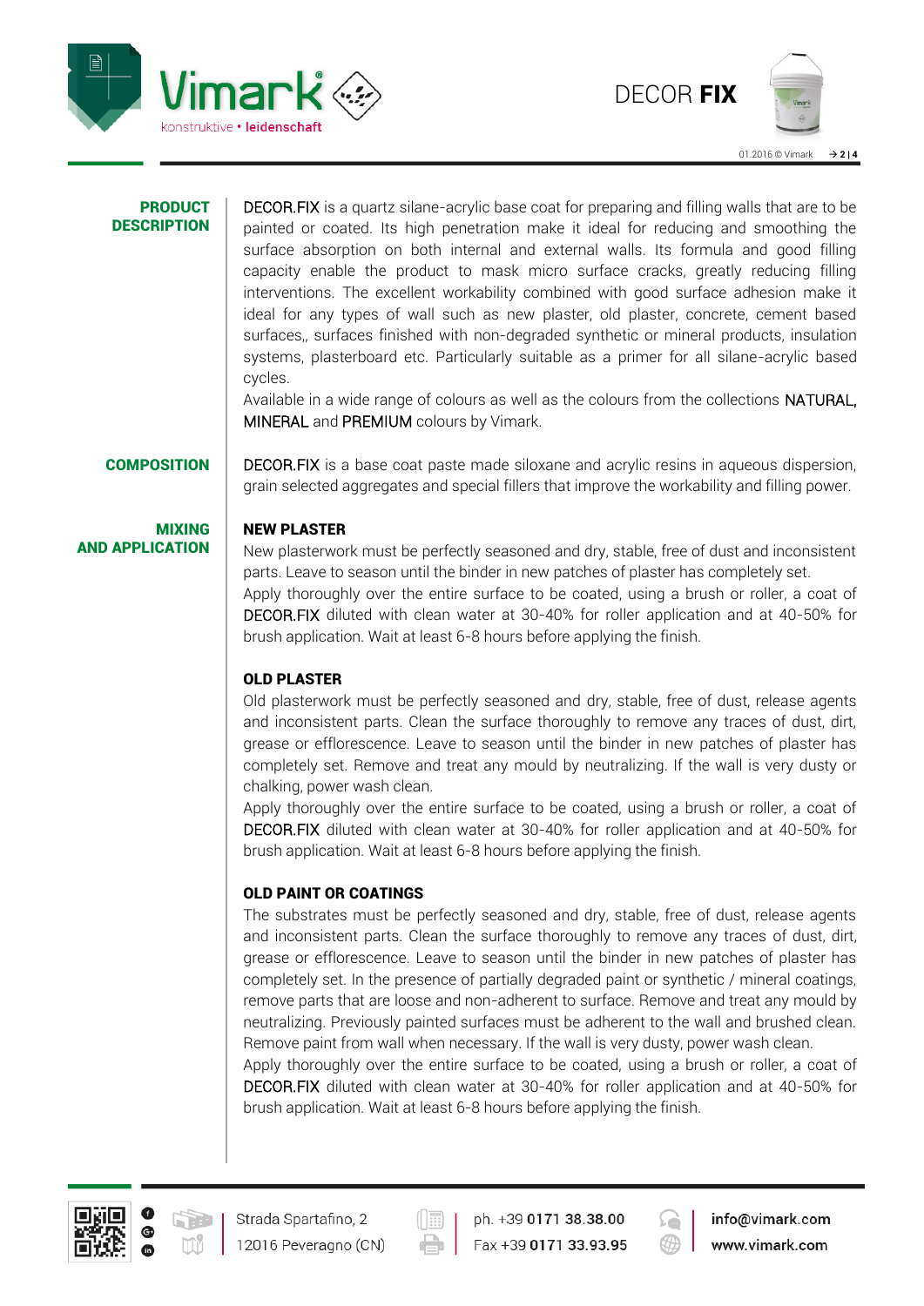## PRODUCT DESCRIPTION

DECOR.FIX is a quartz silane-acrylic base coat for preparing and filling walls that are to be painted or coated. Its high penetration make it ideal for reducing and smoothing the surface absorption on both internal and external walls. Its formula and good filling capacity enable the product to mask micro surface cracks, greatly reducing filling interventions. The excellent workability combined with good surface adhesion make it ideal for any types of wall such as new plaster, old plaster, concrete, cement based surfaces,, surfaces finished with non-degraded synthetic or mineral products, insulation systems, plasterboard etc. Particularly suitable as a primer for all silane-acrylic based cycles.

Available in a wide range of colours as well as the colours from the collections NATURAL, MINERAL and PREMIUM colours by Vimark.

## COMPOSITION

DECOR.FIX is a base coat paste made siloxane and acrylic resins in aqueous dispersion, grain selected aggregates and special fillers that improve the workability and filling power.

## MIXING AND APPLICATION

### NEW PLASTER

New plasterwork must be perfectly seasoned and dry, stable, free of dust and inconsistent parts. Leave to season until the binder in new patches of plaster has completely set.

Apply thoroughly over the entire surface to be coated, using a brush or roller, a coat of DECOR.FIX diluted with clean water at 30-40% for roller application and at 40-50% for brush application. Wait at least 6-8 hours before applying the finish.

### OLD PLASTER

Old plasterwork must be perfectly seasoned and dry, stable, free of dust, release agents and inconsistent parts. Clean the surface thoroughly to remove any traces of dust, dirt, grease or efflorescence. Leave to season until the binder in new patches of plaster has completely set. Remove and treat any mould by neutralizing. If the wall is very dusty or chalking, power wash clean.

Apply thoroughly over the entire surface to be coated, using a brush or roller, a coat of DECOR.FIX diluted with clean water at 30-40% for roller application and at 40-50% for brush application. Wait at least 6-8 hours before applying the finish.

### OLD PAINT OR COATINGS

The substrates must be perfectly seasoned and dry, stable, free of dust, release agents and inconsistent parts. Clean the surface thoroughly to remove any traces of dust, dirt, grease or efflorescence. Leave to season until the binder in new patches of plaster has completely set. In the presence of partially degraded paint or synthetic / mineral coatings, remove parts that are loose and non-adherent to surface. Remove and treat any mould by neutralizing. Previously painted surfaces must be adherent to the wall and brushed clean. Remove paint from wall when necessary. If the wall is very dusty, power wash clean.

Apply thoroughly over the entire surface to be coated, using a brush or roller, a coat of DECOR.FIX diluted with clean water at 30-40% for roller application and at 40-50% for brush application. Wait at least 6-8 hours before applying the finish.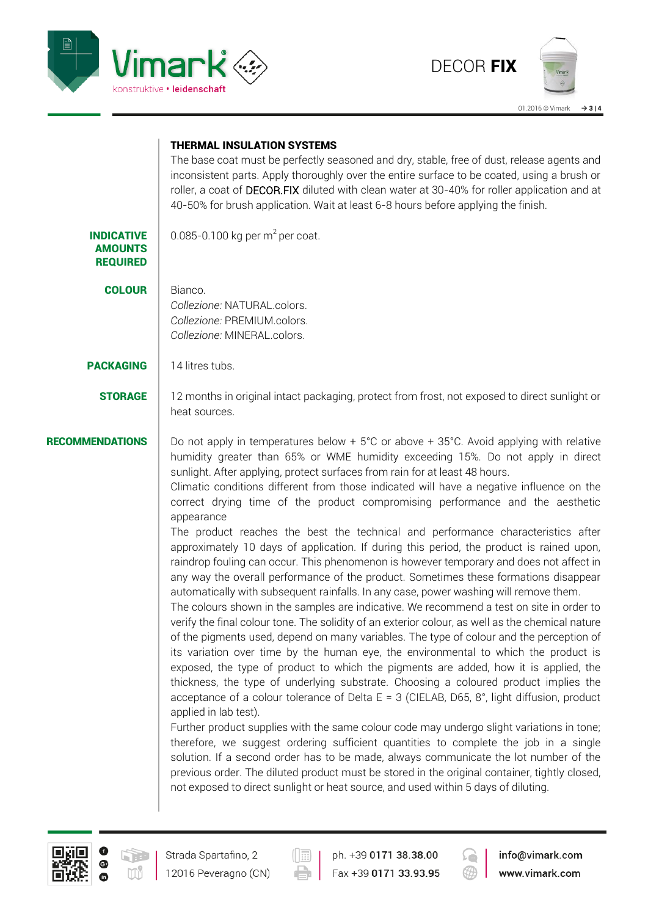**THERMAL INSULATION SYSTEMS**

The base coat must be perfectly seasoned and dry, stable, free of dust, release agents and inconsistent parts. Apply thoroughly over the entire surface to be coated, using a brush or roller, a coat of DECOR.FIX diluted with clean water at 30-40% for roller application and at 40-50% for brush application. Wait at least 6-8 hours before applying the finish.

**INDICATIVE AMOUNTS REQUIRED**

0.085-0.100 kg per $m^2$ per coat.

**COLOUR**

Bianco.
*Collezione:* NATURAL.colors.
*Collezione:* PREMIUM.colors.
*Collezione:* MINERAL.colors.

**PACKAGING**

14 litres tubs.

**STORAGE**

12 months in original intact packaging, protect from frost, not exposed to direct sunlight or heat sources.

**RECOMMENDATIONS**

Do not apply in temperatures below + 5°C or above + 35°C. Avoid applying with relative humidity greater than 65% or WME humidity exceeding 15%. Do not apply in direct sunlight. After applying, protect surfaces from rain for at least 48 hours.
Climatic conditions different from those indicated will have a negative influence on the correct drying time of the product compromising performance and the aesthetic appearance
The product reaches the best the technical and performance characteristics after approximately 10 days of application. If during this period, the product is rained upon, raindrop fouling can occur. This phenomenon is however temporary and does not affect in any way the overall performance of the product. Sometimes these formations disappear automatically with subsequent rainfalls. In any case, power washing will remove them.
The colours shown in the samples are indicative. We recommend a test on site in order to verify the final colour tone. The solidity of an exterior colour, as well as the chemical nature of the pigments used, depend on many variables. The type of colour and the perception of its variation over time by the human eye, the environmental to which the product is exposed, the type of product to which the pigments are added, how it is applied, the thickness, the type of underlying substrate. Choosing a coloured product implies the acceptance of a colour tolerance of Delta E = 3 (CIELAB, D65, 8°, light diffusion, product applied in lab test).
Further product supplies with the same colour code may undergo slight variations in tone; therefore, we suggest ordering sufficient quantities to complete the job in a single solution. If a second order has to be made, always communicate the lot number of the previous order. The diluted product must be stored in the original container, tightly closed, not exposed to direct sunlight or heat source, and used within 5 days of diluting.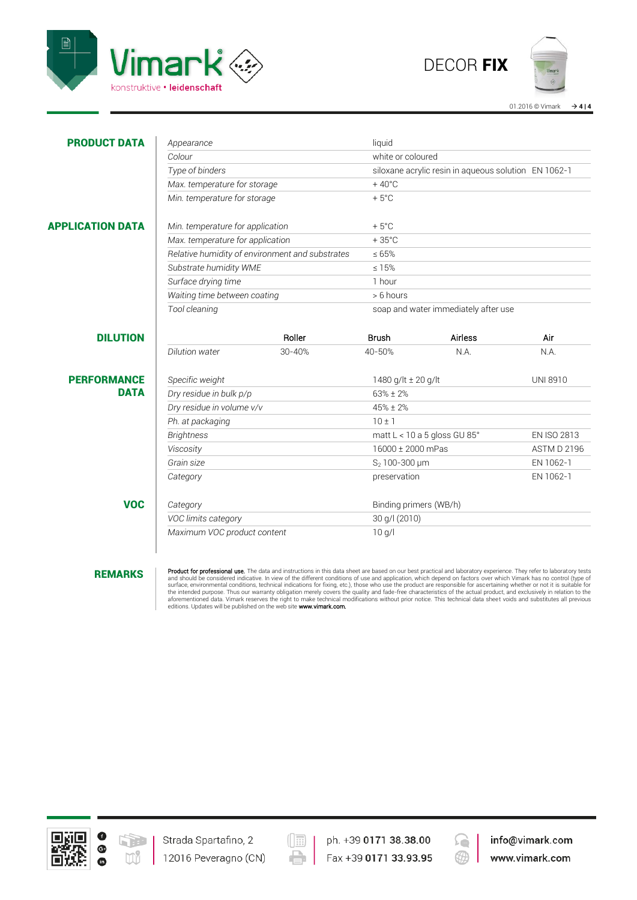# DECOR **FIX**

## PRODUCT DATA

| | | |
|---|---|---|
| *Appearance* | liquid | |
| *Colour* | white or coloured | |
| *Type of binders* | siloxane acrylic resin in aqueous solution | EN 1062-1 |
| *Max. temperature for storage* | + 40°C | |
| *Min. temperature for storage* | + 5°C | |

## APPLICATION DATA

| | |
|---|---|
| *Min. temperature for application* | + 5°C |
| *Max. temperature for application* | + 35°C |
| *Relative humidity of environment and substrates* | ≤ 65% |
| *Substrate humidity WME* | ≤ 15% |
| *Surface drying time* | 1 hour |
| *Waiting time between coating* | > 6 hours |
| *Tool cleaning* | soap and water immediately after use |

## DILUTION

| | Roller | Brush | Airless | Air |
|---|---|---|---|---|
| *Dilution water* | 30-40% | 40-50% | N.A. | N.A. |

## PERFORMANCE DATA

| | | |
|---|---|---|
| *Specific weight* | 1480 g/lt ± 20 g/lt | UNI 8910 |
| *Dry residue in bulk p/p* | 63% ± 2% | |
| *Dry residue in volume v/v* | 45% ± 2% | |
| *Ph. at packaging* | 10 ± 1 | |
| *Brightness* | matt L < 10 a 5 gloss GU 85° | EN ISO 2813 |
| *Viscosity* | 16000 ± 2000 mPas | ASTM D 2196 |
| *Grain size* | $S_2$ 100-300 µm | EN 1062-1 |
| *Category* | preservation | EN 1062-1 |

## VOC

| | |
|---|---|
| *Category* | Binding primers (WB/h) |
| *VOC limits category* | 30 g/l (2010) |
| *Maximum VOC product content* | 10 g/l |

## REMARKS

**Product for professional use.** The data and instructions in this data sheet are based on our best practical and laboratory experience. They refer to laboratory tests and should be considered indicative. In view of the different conditions of use and application, which depend on factors over which Vimark has no control (type of surface, environmental conditions, technical indications for fixing, etc.), those who use the product are responsible for ascertaining whether or not it is suitable for the intended purpose. Thus our warranty obligation merely covers the quality and fade-free characteristics of the actual product, and exclusively in relation to the aforementioned data. Vimark reserves the right to make technical modifications without prior notice. This technical data sheet voids and substitutes all previous editions. Updates will be published on the web site **www.vimark.com.**

Strada Spartafino, 2
12016 Peveragno (CN)

ph. +39 **0171 38.38.00**
Fax +39 **0171 33.93.95**

**info@vimark.com**
**www.vimark.com**